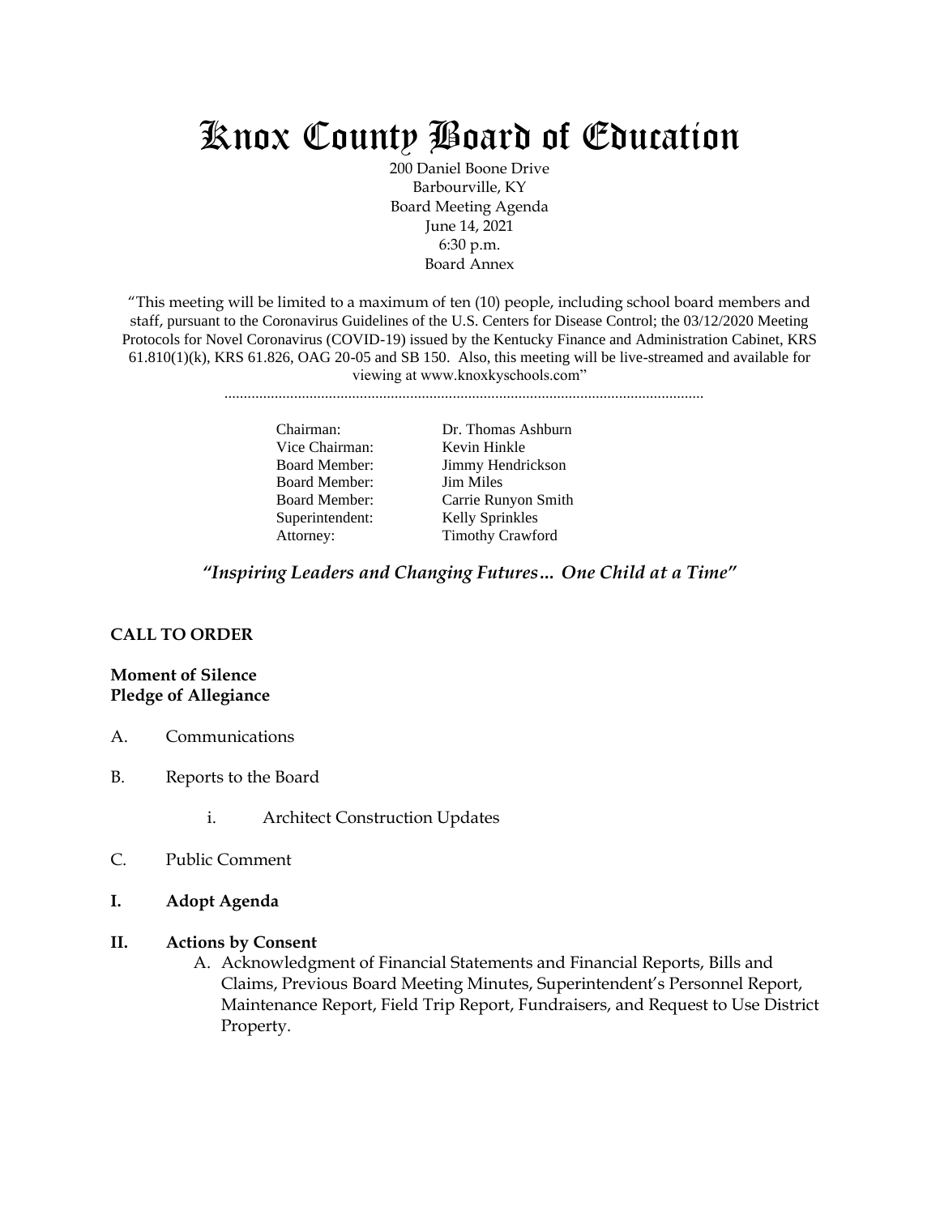# Knox County Board of Education

200 Daniel Boone Drive
Barbourville, KY
Board Meeting Agenda
June 14, 2021
6:30 p.m.
Board Annex

"This meeting will be limited to a maximum of ten (10) people, including school board members and staff, pursuant to the Coronavirus Guidelines of the U.S. Centers for Disease Control; the 03/12/2020 Meeting Protocols for Novel Coronavirus (COVID-19) issued by the Kentucky Finance and Administration Cabinet, KRS 61.810(1)(k), KRS 61.826, OAG 20-05 and SB 150. Also, this meeting will be live-streamed and available for viewing at www.knoxkyschools.com"

............................................................................................................................

| | |
|---|---|
| Chairman: | Dr. Thomas Ashburn |
| Vice Chairman: | Kevin Hinkle |
| Board Member: | Jimmy Hendrickson |
| Board Member: | Jim Miles |
| Board Member: | Carrie Runyon Smith |
| Superintendent: | Kelly Sprinkles |
| Attorney: | Timothy Crawford |

***"Inspiring Leaders and Changing Futures… One Child at a Time"***

**CALL TO ORDER**

**Moment of Silence**
**Pledge of Allegiance**

A. Communications

B. Reports to the Board

  i. Architect Construction Updates

C. Public Comment

**I. Adopt Agenda**

**II. Actions by Consent**

  A. Acknowledgment of Financial Statements and Financial Reports, Bills and Claims, Previous Board Meeting Minutes, Superintendent's Personnel Report, Maintenance Report, Field Trip Report, Fundraisers, and Request to Use District Property.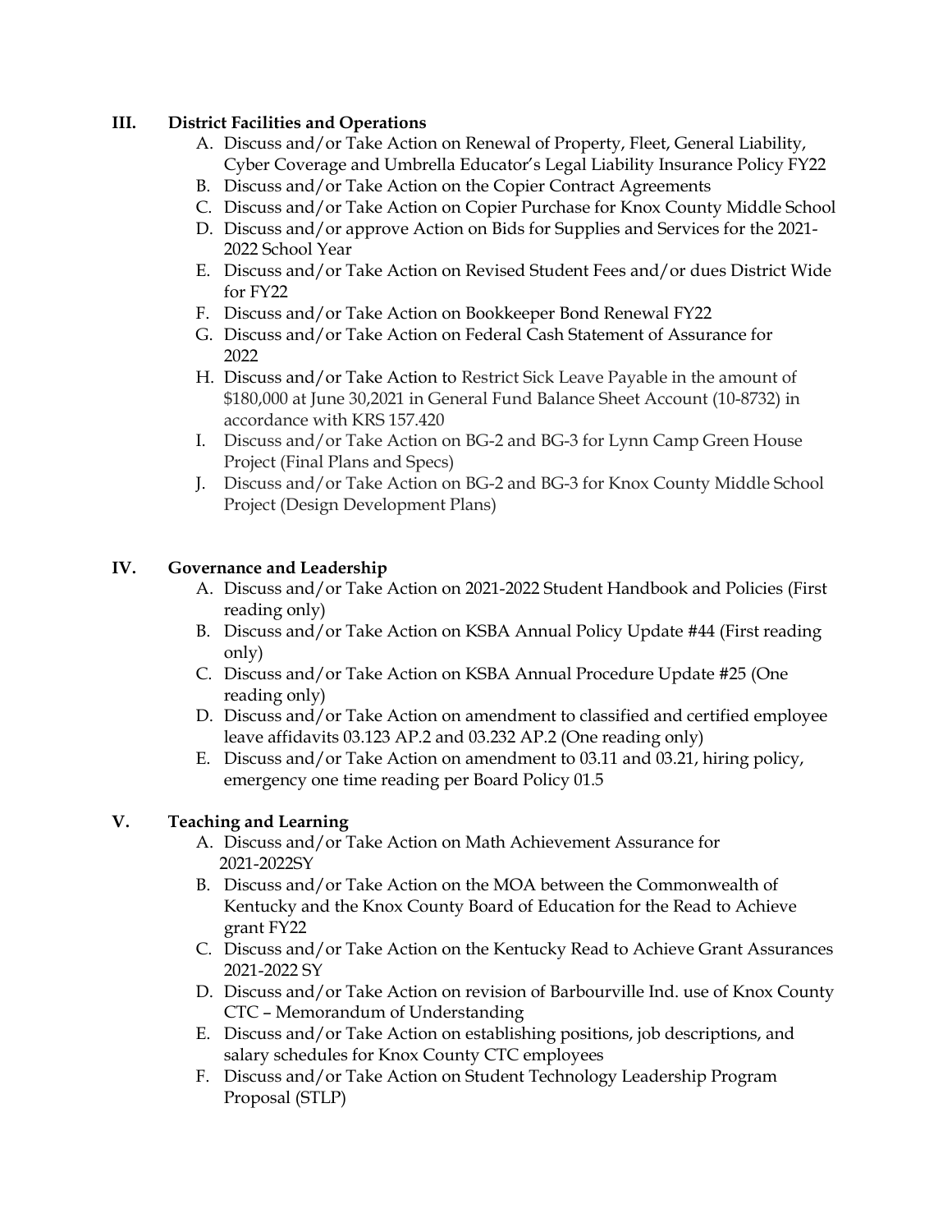## III. District Facilities and Operations

A. Discuss and/or Take Action on Renewal of Property, Fleet, General Liability, Cyber Coverage and Umbrella Educator's Legal Liability Insurance Policy FY22
B. Discuss and/or Take Action on the Copier Contract Agreements
C. Discuss and/or Take Action on Copier Purchase for Knox County Middle School
D. Discuss and/or approve Action on Bids for Supplies and Services for the 2021-2022 School Year
E. Discuss and/or Take Action on Revised Student Fees and/or dues District Wide for FY22
F. Discuss and/or Take Action on Bookkeeper Bond Renewal FY22
G. Discuss and/or Take Action on Federal Cash Statement of Assurance for 2022
H. Discuss and/or Take Action to Restrict Sick Leave Payable in the amount of $180,000 at June 30,2021 in General Fund Balance Sheet Account (10-8732) in accordance with KRS 157.420
I. Discuss and/or Take Action on BG-2 and BG-3 for Lynn Camp Green House Project (Final Plans and Specs)
J. Discuss and/or Take Action on BG-2 and BG-3 for Knox County Middle School Project (Design Development Plans)

## IV. Governance and Leadership

A. Discuss and/or Take Action on 2021-2022 Student Handbook and Policies (First reading only)
B. Discuss and/or Take Action on KSBA Annual Policy Update #44 (First reading only)
C. Discuss and/or Take Action on KSBA Annual Procedure Update #25 (One reading only)
D. Discuss and/or Take Action on amendment to classified and certified employee leave affidavits 03.123 AP.2 and 03.232 AP.2 (One reading only)
E. Discuss and/or Take Action on amendment to 03.11 and 03.21, hiring policy, emergency one time reading per Board Policy 01.5

## V. Teaching and Learning

A. Discuss and/or Take Action on Math Achievement Assurance for 2021-2022SY
B. Discuss and/or Take Action on the MOA between the Commonwealth of Kentucky and the Knox County Board of Education for the Read to Achieve grant FY22
C. Discuss and/or Take Action on the Kentucky Read to Achieve Grant Assurances 2021-2022 SY
D. Discuss and/or Take Action on revision of Barbourville Ind. use of Knox County CTC – Memorandum of Understanding
E. Discuss and/or Take Action on establishing positions, job descriptions, and salary schedules for Knox County CTC employees
F. Discuss and/or Take Action on Student Technology Leadership Program Proposal (STLP)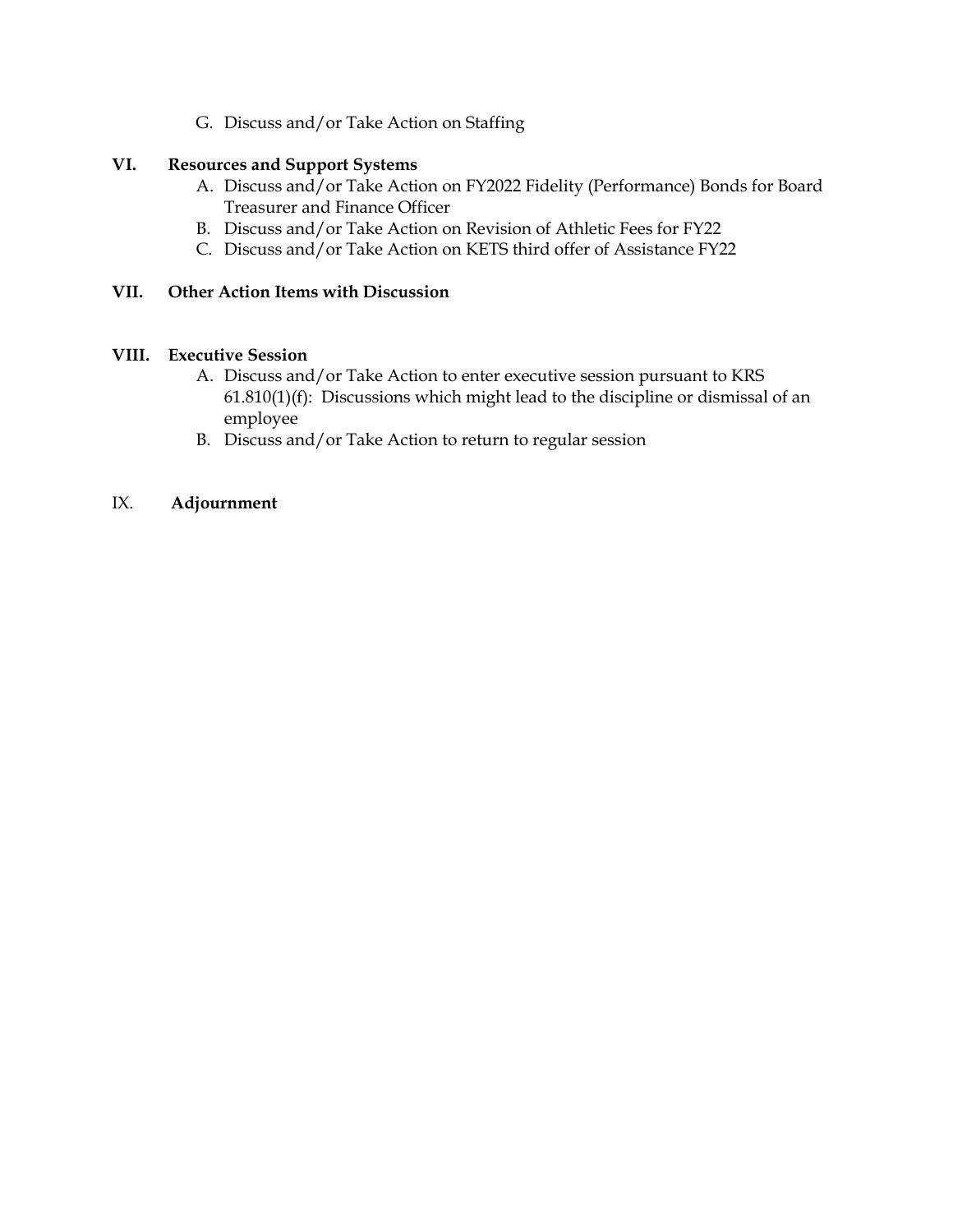G. Discuss and/or Take Action on Staffing

**VI. Resources and Support Systems**

A. Discuss and/or Take Action on FY2022 Fidelity (Performance) Bonds for Board Treasurer and Finance Officer
B. Discuss and/or Take Action on Revision of Athletic Fees for FY22
C. Discuss and/or Take Action on KETS third offer of Assistance FY22

**VII. Other Action Items with Discussion**

**VIII. Executive Session**

A. Discuss and/or Take Action to enter executive session pursuant to KRS 61.810(1)(f): Discussions which might lead to the discipline or dismissal of an employee
B. Discuss and/or Take Action to return to regular session

IX. **Adjournment**